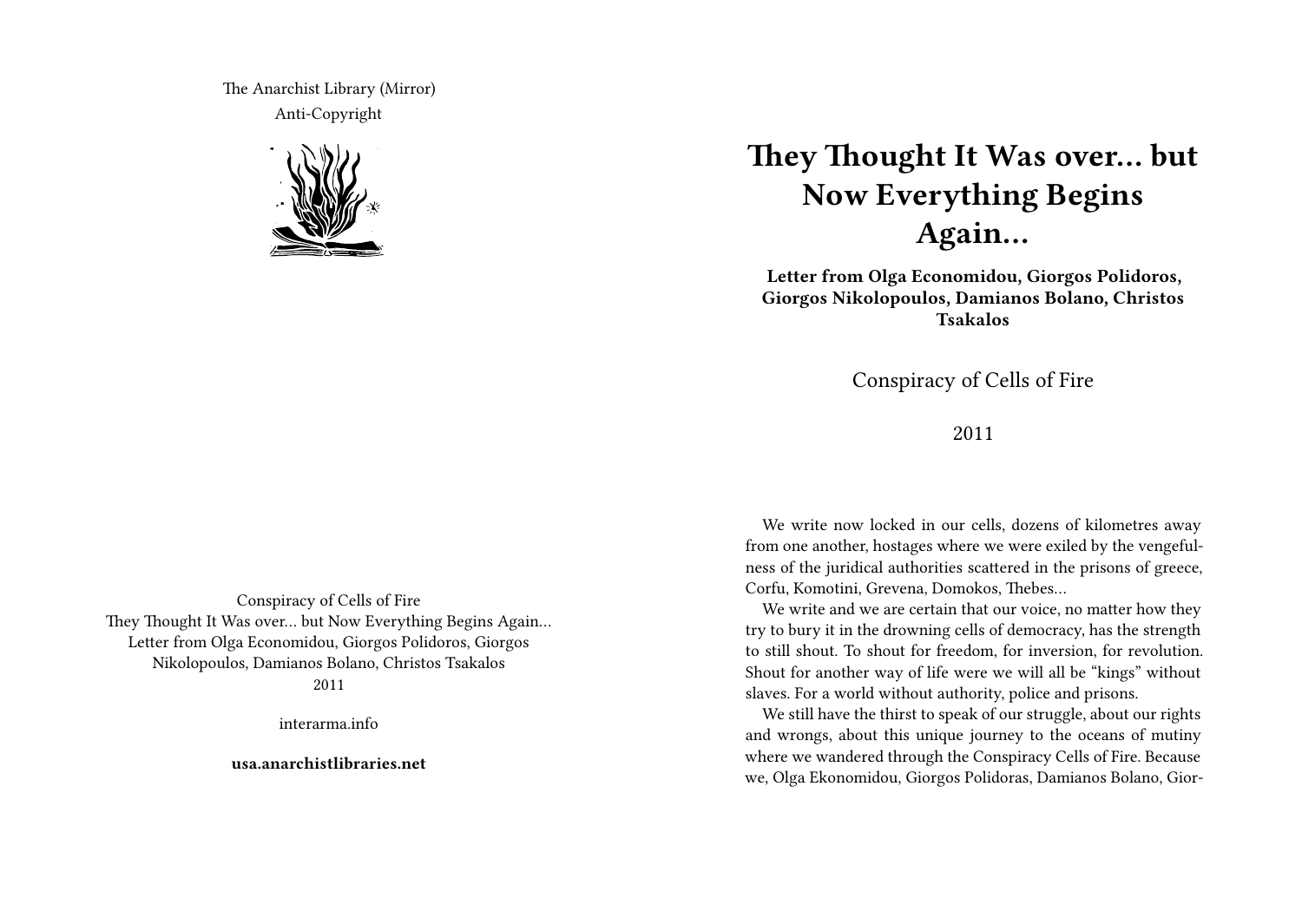The Anarchist Library (Mirror)
Anti-Copyright

Conspiracy of Cells of Fire
They Thought It Was over… but Now Everything Begins Again…
Letter from Olga Economidou, Giorgos Polidoros, Giorgos Nikolopoulos, Damianos Bolano, Christos Tsakalos
2011

interarma.info

**usa.anarchistlibraries.net**

# They Thought It Was over… but Now Everything Begins Again…

**Letter from Olga Economidou, Giorgos Polidoros, Giorgos Nikolopoulos, Damianos Bolano, Christos Tsakalos**

Conspiracy of Cells of Fire

2011

We write now locked in our cells, dozens of kilometres away from one another, hostages where we were exiled by the vengefulness of the juridical authorities scattered in the prisons of greece, Corfu, Komotini, Grevena, Domokos, Thebes…

We write and we are certain that our voice, no matter how they try to bury it in the drowning cells of democracy, has the strength to still shout. To shout for freedom, for inversion, for revolution. Shout for another way of life were we will all be "kings" without slaves. For a world without authority, police and prisons.

We still have the thirst to speak of our struggle, about our rights and wrongs, about this unique journey to the oceans of mutiny where we wandered through the Conspiracy Cells of Fire. Because we, Olga Ekonomidou, Giorgos Polidoras, Damianos Bolano, Gior-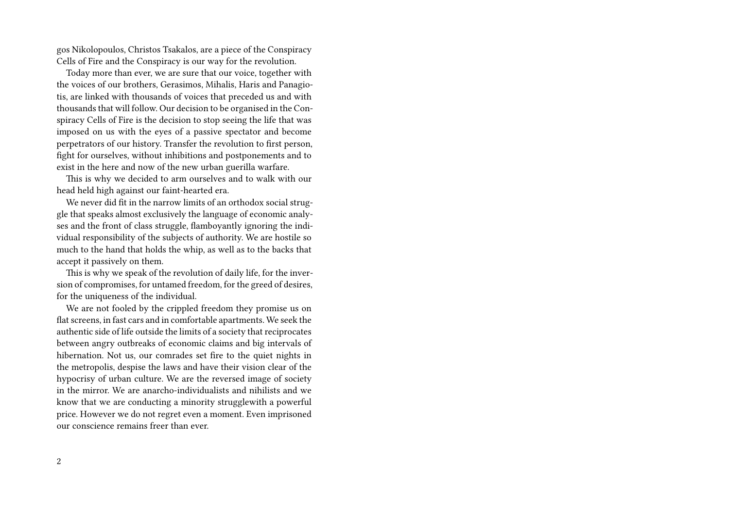gos Nikolopoulos, Christos Tsakalos, are a piece of the Conspiracy Cells of Fire and the Conspiracy is our way for the revolution.

Today more than ever, we are sure that our voice, together with the voices of our brothers, Gerasimos, Mihalis, Haris and Panagiotis, are linked with thousands of voices that preceded us and with thousands that will follow. Our decision to be organised in the Conspiracy Cells of Fire is the decision to stop seeing the life that was imposed on us with the eyes of a passive spectator and become perpetrators of our history. Transfer the revolution to first person, fight for ourselves, without inhibitions and postponements and to exist in the here and now of the new urban guerilla warfare.

This is why we decided to arm ourselves and to walk with our head held high against our faint-hearted era.

We never did fit in the narrow limits of an orthodox social struggle that speaks almost exclusively the language of economic analyses and the front of class struggle, flamboyantly ignoring the individual responsibility of the subjects of authority. We are hostile so much to the hand that holds the whip, as well as to the backs that accept it passively on them.

This is why we speak of the revolution of daily life, for the inversion of compromises, for untamed freedom, for the greed of desires, for the uniqueness of the individual.

We are not fooled by the crippled freedom they promise us on flat screens, in fast cars and in comfortable apartments. We seek the authentic side of life outside the limits of a society that reciprocates between angry outbreaks of economic claims and big intervals of hibernation. Not us, our comrades set fire to the quiet nights in the metropolis, despise the laws and have their vision clear of the hypocrisy of urban culture. We are the reversed image of society in the mirror. We are anarcho-individualists and nihilists and we know that we are conducting a minority strugglewith a powerful price. However we do not regret even a moment. Even imprisoned our conscience remains freer than ever.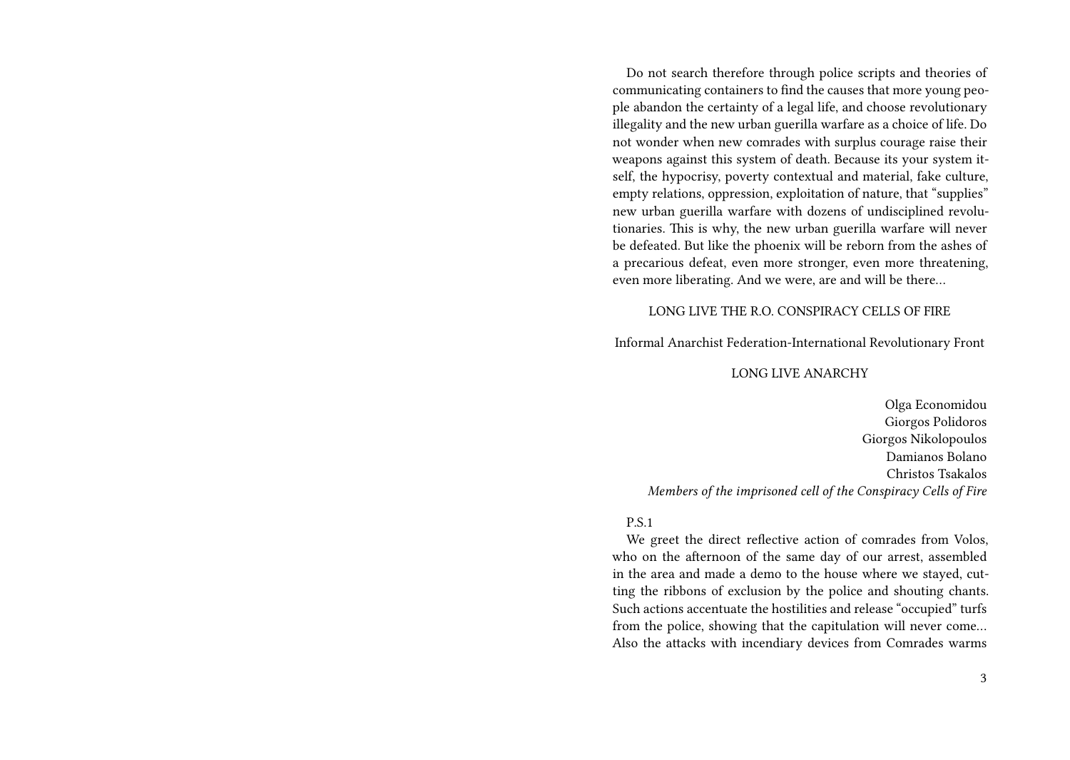Do not search therefore through police scripts and theories of communicating containers to find the causes that more young people abandon the certainty of a legal life, and choose revolutionary illegality and the new urban guerilla warfare as a choice of life. Do not wonder when new comrades with surplus courage raise their weapons against this system of death. Because its your system itself, the hypocrisy, poverty contextual and material, fake culture, empty relations, oppression, exploitation of nature, that "supplies" new urban guerilla warfare with dozens of undisciplined revolutionaries. This is why, the new urban guerilla warfare will never be defeated. But like the phoenix will be reborn from the ashes of a precarious defeat, even more stronger, even more threatening, even more liberating. And we were, are and will be there…

LONG LIVE THE R.O. CONSPIRACY CELLS OF FIRE

Informal Anarchist Federation-International Revolutionary Front

LONG LIVE ANARCHY

Olga Economidou
Giorgos Polidoros
Giorgos Nikolopoulos
Damianos Bolano
Christos Tsakalos
*Members of the imprisoned cell of the Conspiracy Cells of Fire*

P.S.1

We greet the direct reflective action of comrades from Volos, who on the afternoon of the same day of our arrest, assembled in the area and made a demo to the house where we stayed, cutting the ribbons of exclusion by the police and shouting chants. Such actions accentuate the hostilities and release "occupied" turfs from the police, showing that the capitulation will never come… Also the attacks with incendiary devices from Comrades warms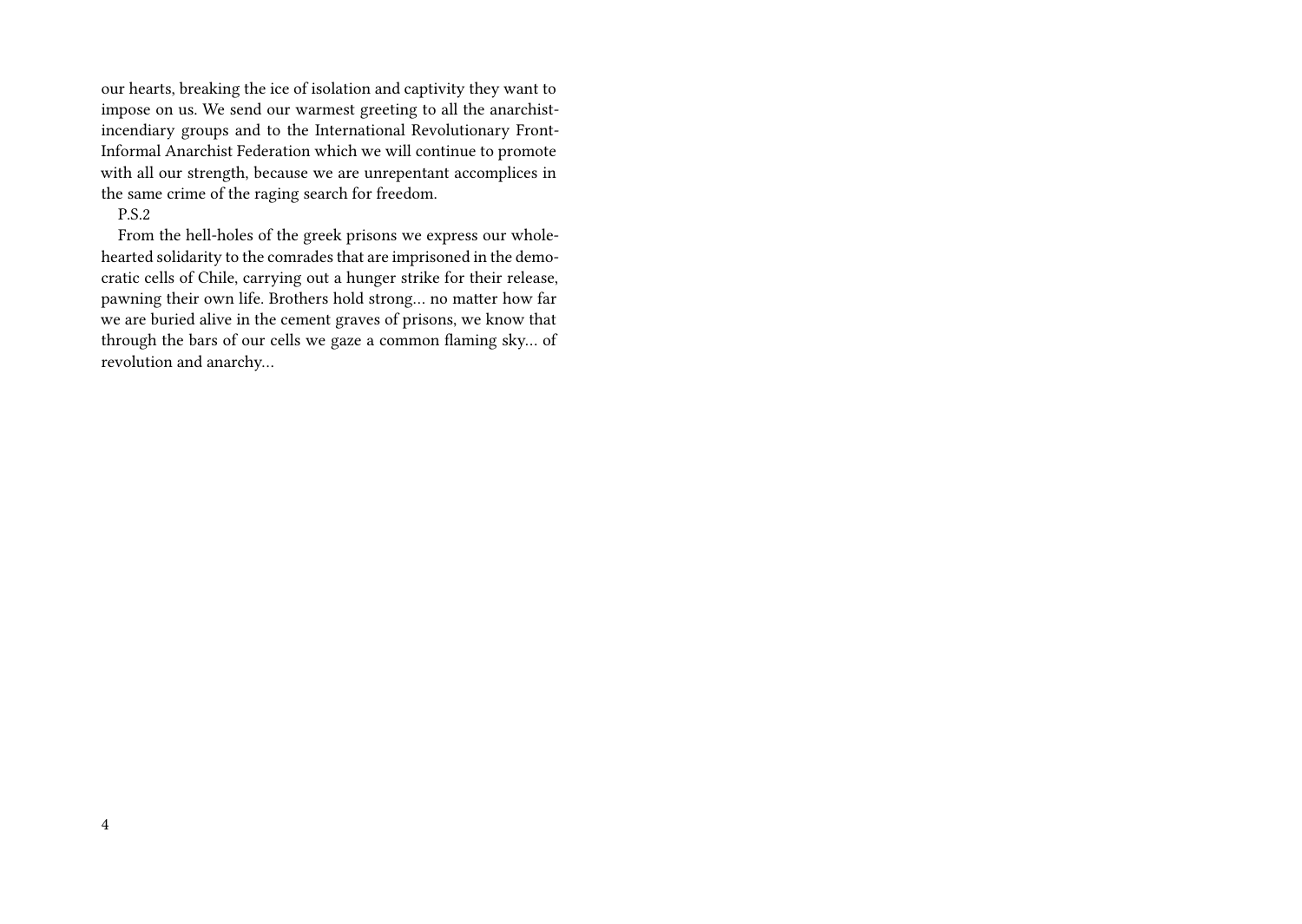our hearts, breaking the ice of isolation and captivity they want to impose on us. We send our warmest greeting to all the anarchist-incendiary groups and to the International Revolutionary Front-Informal Anarchist Federation which we will continue to promote with all our strength, because we are unrepentant accomplices in the same crime of the raging search for freedom.

P.S.2

From the hell-holes of the greek prisons we express our wholehearted solidarity to the comrades that are imprisoned in the democratic cells of Chile, carrying out a hunger strike for their release, pawning their own life. Brothers hold strong… no matter how far we are buried alive in the cement graves of prisons, we know that through the bars of our cells we gaze a common flaming sky… of revolution and anarchy…